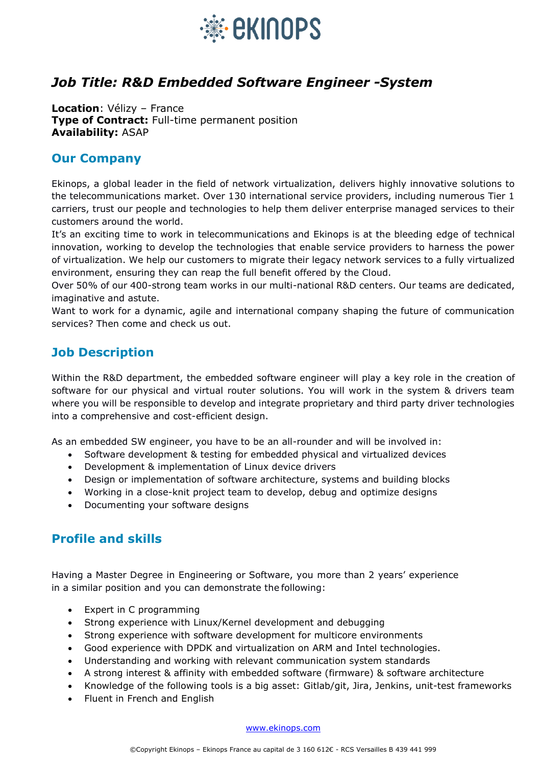ekinops

# *Job Title: R&D Embedded Software Engineer -System*

**Location**: Vélizy – France
**Type of Contract:** Full-time permanent position
**Availability:** ASAP

## Our Company

Ekinops, a global leader in the field of network virtualization, delivers highly innovative solutions to the telecommunications market. Over 130 international service providers, including numerous Tier 1 carriers, trust our people and technologies to help them deliver enterprise managed services to their customers around the world.
It's an exciting time to work in telecommunications and Ekinops is at the bleeding edge of technical innovation, working to develop the technologies that enable service providers to harness the power of virtualization. We help our customers to migrate their legacy network services to a fully virtualized environment, ensuring they can reap the full benefit offered by the Cloud.
Over 50% of our 400-strong team works in our multi-national R&D centers. Our teams are dedicated, imaginative and astute.
Want to work for a dynamic, agile and international company shaping the future of communication services? Then come and check us out.

## Job Description

Within the R&D department, the embedded software engineer will play a key role in the creation of software for our physical and virtual router solutions. You will work in the system & drivers team where you will be responsible to develop and integrate proprietary and third party driver technologies into a comprehensive and cost-efficient design.

As an embedded SW engineer, you have to be an all-rounder and will be involved in:

- Software development & testing for embedded physical and virtualized devices
- Development & implementation of Linux device drivers
- Design or implementation of software architecture, systems and building blocks
- Working in a close-knit project team to develop, debug and optimize designs
- Documenting your software designs

## Profile and skills

Having a Master Degree in Engineering or Software, you more than 2 years' experience in a similar position and you can demonstrate the following:

- Expert in C programming
- Strong experience with Linux/Kernel development and debugging
- Strong experience with software development for multicore environments
- Good experience with DPDK and virtualization on ARM and Intel technologies.
- Understanding and working with relevant communication system standards
- A strong interest & affinity with embedded software (firmware) & software architecture
- Knowledge of the following tools is a big asset: Gitlab/git, Jira, Jenkins, unit-test frameworks
- Fluent in French and English

www.ekinops.com

©Copyright Ekinops – Ekinops France au capital de 3 160 612€ - RCS Versailles B 439 441 999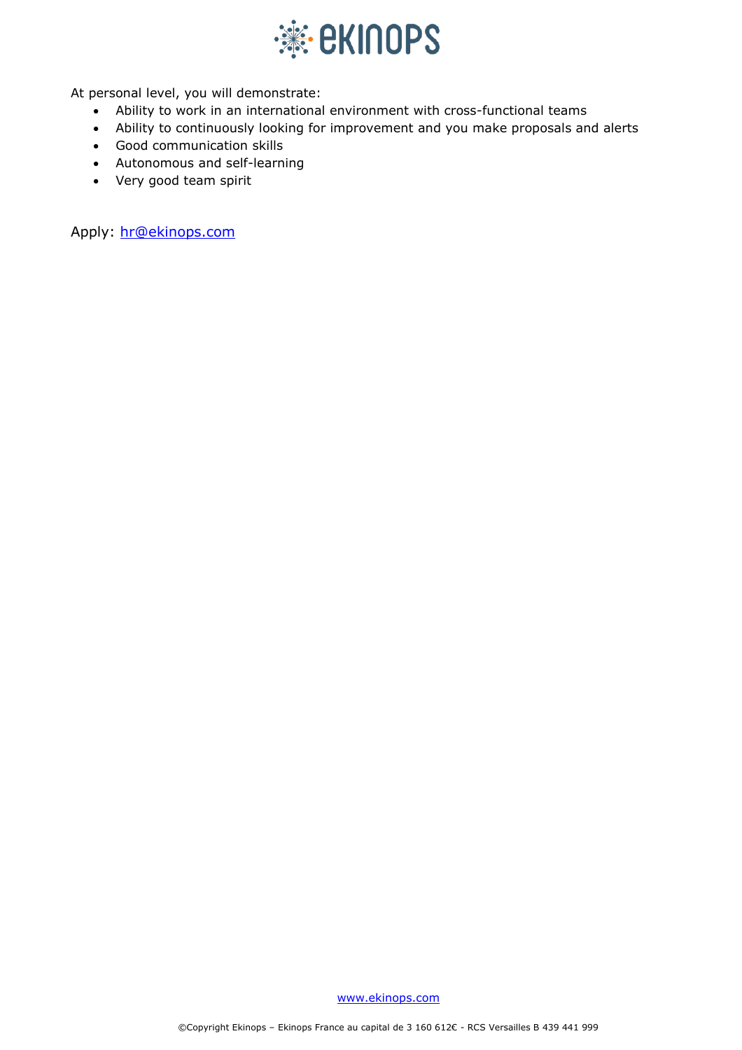At personal level, you will demonstrate:

- Ability to work in an international environment with cross-functional teams
- Ability to continuously looking for improvement and you make proposals and alerts
- Good communication skills
- Autonomous and self-learning
- Very good team spirit

Apply: [hr@ekinops.com](mailto:hr@ekinops.com)